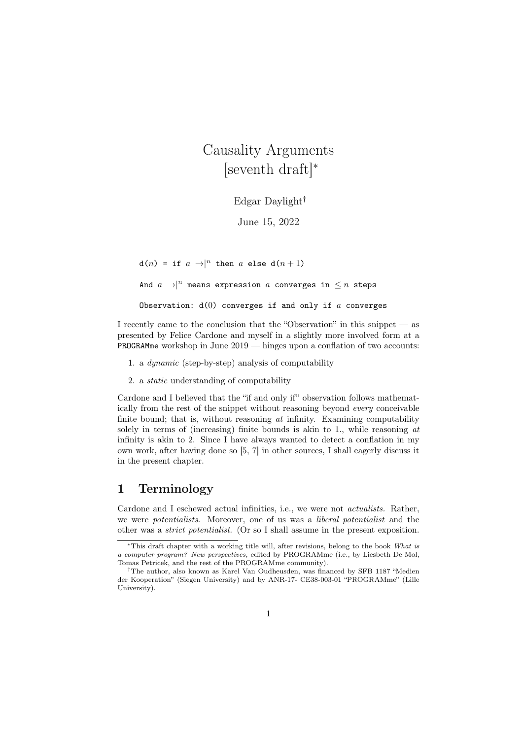# Causality Arguments [seventh draft][*]

Edgar Daylight[†]

June 15, 2022

```
d(n) = if a →|^n then a else d(n+1)

And a →|^n means expression a converges in ≤ n steps

Observation: d(0) converges if and only if a converges
```

I recently came to the conclusion that the "Observation" in this snippet — as presented by Felice Cardone and myself in a slightly more involved form at a PROGRAMme workshop in June 2019 — hinges upon a conflation of two accounts:

1. a *dynamic* (step-by-step) analysis of computability
2. a *static* understanding of computability

Cardone and I believed that the "if and only if" observation follows mathematically from the rest of the snippet without reasoning beyond *every* conceivable finite bound; that is, without reasoning *at* infinity. Examining computability solely in terms of (increasing) finite bounds is akin to 1., while reasoning *at* infinity is akin to 2. Since I have always wanted to detect a conflation in my own work, after having done so [5, 7] in other sources, I shall eagerly discuss it in the present chapter.

## 1 Terminology

Cardone and I eschewed actual infinities, i.e., we were not *actualists*. Rather, we were *potentialists*. Moreover, one of us was a *liberal potentialist* and the other was a *strict potentialist*. (Or so I shall assume in the present exposition.

[*] This draft chapter with a working title will, after revisions, belong to the book *What is a computer program? New perspectives,* edited by PROGRAMme (i.e., by Liesbeth De Mol, Tomas Petricek, and the rest of the PROGRAMme community).

[†] The author, also known as Karel Van Oudheusden, was financed by SFB 1187 "Medien der Kooperation" (Siegen University) and by ANR-17- CE38-003-01 "PROGRAMme" (Lille University).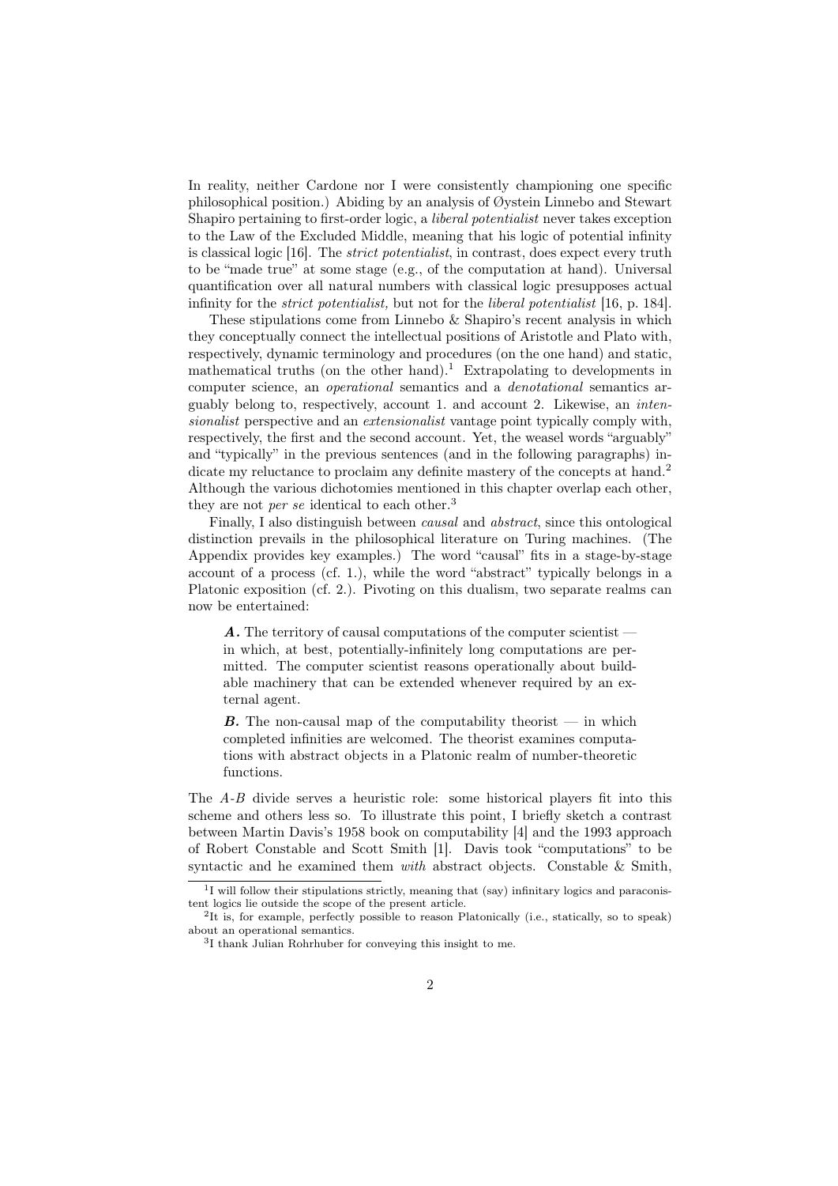In reality, neither Cardone nor I were consistently championing one specific philosophical position.) Abiding by an analysis of Øystein Linnebo and Stewart Shapiro pertaining to first-order logic, a *liberal potentialist* never takes exception to the Law of the Excluded Middle, meaning that his logic of potential infinity is classical logic [16]. The *strict potentialist*, in contrast, does expect every truth to be "made true" at some stage (e.g., of the computation at hand). Universal quantification over all natural numbers with classical logic presupposes actual infinity for the *strict potentialist,* but not for the *liberal potentialist* [16, p. 184].

These stipulations come from Linnebo & Shapiro's recent analysis in which they conceptually connect the intellectual positions of Aristotle and Plato with, respectively, dynamic terminology and procedures (on the one hand) and static, mathematical truths (on the other hand).[1] Extrapolating to developments in computer science, an *operational* semantics and a *denotational* semantics arguably belong to, respectively, account 1. and account 2. Likewise, an *intensionalist* perspective and an *extensionalist* vantage point typically comply with, respectively, the first and the second account. Yet, the weasel words "arguably" and "typically" in the previous sentences (and in the following paragraphs) indicate my reluctance to proclaim any definite mastery of the concepts at hand.[2] Although the various dichotomies mentioned in this chapter overlap each other, they are not *per se* identical to each other.[3]

Finally, I also distinguish between *causal* and *abstract*, since this ontological distinction prevails in the philosophical literature on Turing machines. (The Appendix provides key examples.) The word "causal" fits in a stage-by-stage account of a process (cf. 1.), while the word "abstract" typically belongs in a Platonic exposition (cf. 2.). Pivoting on this dualism, two separate realms can now be entertained:

> ***A.*** The territory of causal computations of the computer scientist — in which, at best, potentially-infinitely long computations are permitted. The computer scientist reasons operationally about buildable machinery that can be extended whenever required by an external agent.
>
> ***B.*** The non-causal map of the computability theorist — in which completed infinities are welcomed. The theorist examines computations with abstract objects in a Platonic realm of number-theoretic functions.

The *A*-*B* divide serves a heuristic role: some historical players fit into this scheme and others less so. To illustrate this point, I briefly sketch a contrast between Martin Davis's 1958 book on computability [4] and the 1993 approach of Robert Constable and Scott Smith [1]. Davis took "computations" to be syntactic and he examined them *with* abstract objects. Constable & Smith,

---

[1] I will follow their stipulations strictly, meaning that (say) infinitary logics and paraconsistent logics lie outside the scope of the present article.

[2] It is, for example, perfectly possible to reason Platonically (i.e., statically, so to speak) about an operational semantics.

[3] I thank Julian Rohrhuber for conveying this insight to me.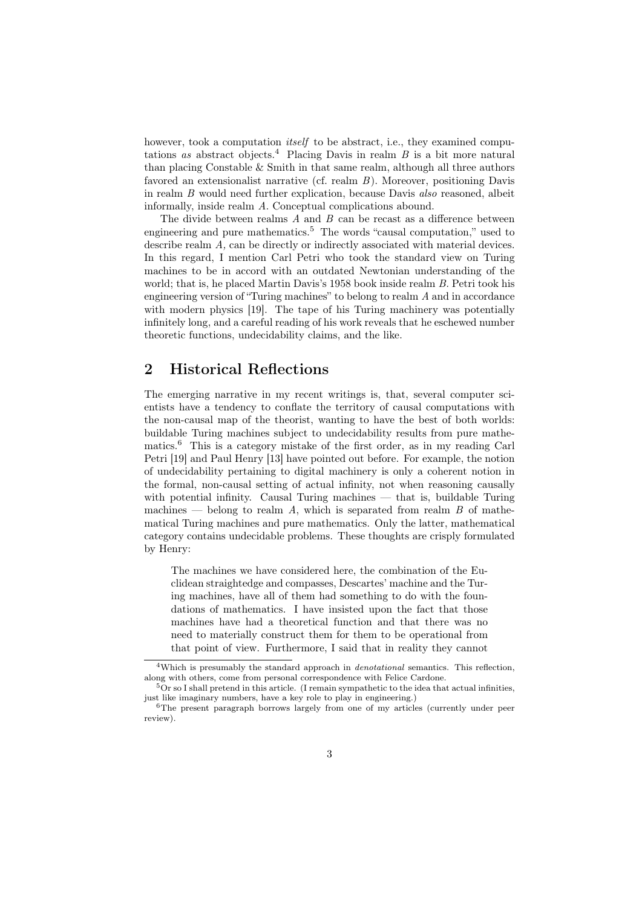however, took a computation *itself* to be abstract, i.e., they examined computations *as* abstract objects.[4] Placing Davis in realm $B$ is a bit more natural than placing Constable & Smith in that same realm, although all three authors favored an extensionalist narrative (cf. realm $B$). Moreover, positioning Davis in realm $B$ would need further explication, because Davis *also* reasoned, albeit informally, inside realm $A$. Conceptual complications abound.

The divide between realms $A$ and $B$ can be recast as a difference between engineering and pure mathematics.[5] The words "causal computation," used to describe realm $A$, can be directly or indirectly associated with material devices. In this regard, I mention Carl Petri who took the standard view on Turing machines to be in accord with an outdated Newtonian understanding of the world; that is, he placed Martin Davis's 1958 book inside realm $B$. Petri took his engineering version of "Turing machines" to belong to realm $A$ and in accordance with modern physics [19]. The tape of his Turing machinery was potentially infinitely long, and a careful reading of his work reveals that he eschewed number theoretic functions, undecidability claims, and the like.

## 2 Historical Reflections

The emerging narrative in my recent writings is, that, several computer scientists have a tendency to conflate the territory of causal computations with the non-causal map of the theorist, wanting to have the best of both worlds: buildable Turing machines subject to undecidability results from pure mathematics.[6] This is a category mistake of the first order, as in my reading Carl Petri [19] and Paul Henry [13] have pointed out before. For example, the notion of undecidability pertaining to digital machinery is only a coherent notion in the formal, non-causal setting of actual infinity, not when reasoning causally with potential infinity. Causal Turing machines — that is, buildable Turing machines — belong to realm $A$, which is separated from realm $B$ of mathematical Turing machines and pure mathematics. Only the latter, mathematical category contains undecidable problems. These thoughts are crisply formulated by Henry:

> The machines we have considered here, the combination of the Euclidean straightedge and compasses, Descartes' machine and the Turing machines, have all of them had something to do with the foundations of mathematics. I have insisted upon the fact that those machines have had a theoretical function and that there was no need to materially construct them for them to be operational from that point of view. Furthermore, I said that in reality they cannot

---

[4] Which is presumably the standard approach in *denotational* semantics. This reflection, along with others, come from personal correspondence with Felice Cardone.

[5] Or so I shall pretend in this article. (I remain sympathetic to the idea that actual infinities, just like imaginary numbers, have a key role to play in engineering.)

[6] The present paragraph borrows largely from one of my articles (currently under peer review).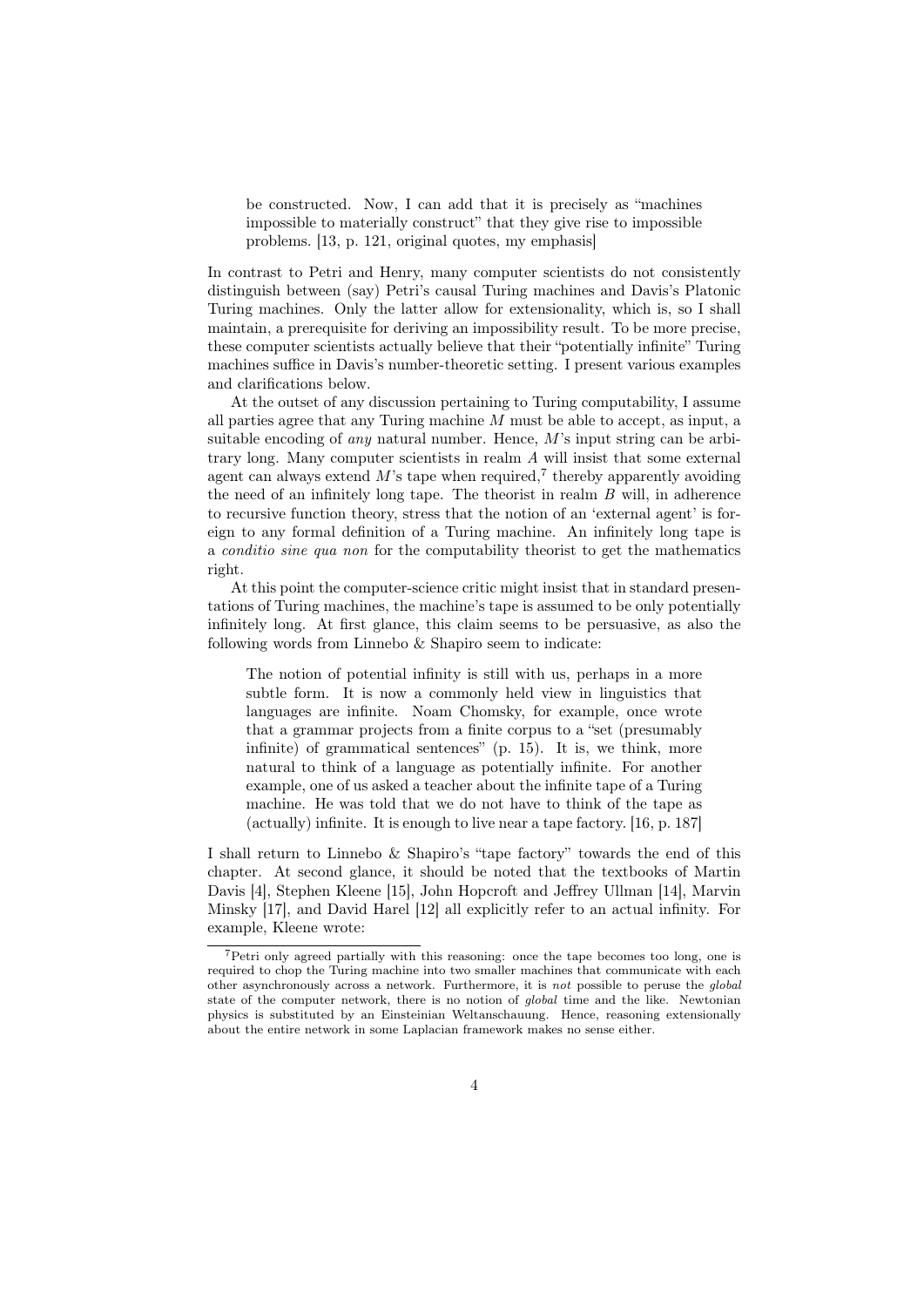> be constructed. Now, I can add that it is precisely as "machines impossible to materially construct" that they give rise to impossible problems. [13, p. 121, original quotes, my emphasis]

In contrast to Petri and Henry, many computer scientists do not consistently distinguish between (say) Petri's causal Turing machines and Davis's Platonic Turing machines. Only the latter allow for extensionality, which is, so I shall maintain, a prerequisite for deriving an impossibility result. To be more precise, these computer scientists actually believe that their "potentially infinite" Turing machines suffice in Davis's number-theoretic setting. I present various examples and clarifications below.

At the outset of any discussion pertaining to Turing computability, I assume all parties agree that any Turing machine $M$ must be able to accept, as input, a suitable encoding of *any* natural number. Hence, $M$'s input string can be arbitrary long. Many computer scientists in realm $A$ will insist that some external agent can always extend $M$'s tape when required,[7] thereby apparently avoiding the need of an infinitely long tape. The theorist in realm $B$ will, in adherence to recursive function theory, stress that the notion of an 'external agent' is foreign to any formal definition of a Turing machine. An infinitely long tape is a *conditio sine qua non* for the computability theorist to get the mathematics right.

At this point the computer-science critic might insist that in standard presentations of Turing machines, the machine's tape is assumed to be only potentially infinitely long. At first glance, this claim seems to be persuasive, as also the following words from Linnebo & Shapiro seem to indicate:

> The notion of potential infinity is still with us, perhaps in a more subtle form. It is now a commonly held view in linguistics that languages are infinite. Noam Chomsky, for example, once wrote that a grammar projects from a finite corpus to a "set (presumably infinite) of grammatical sentences" (p. 15). It is, we think, more natural to think of a language as potentially infinite. For another example, one of us asked a teacher about the infinite tape of a Turing machine. He was told that we do not have to think of the tape as (actually) infinite. It is enough to live near a tape factory. [16, p. 187]

I shall return to Linnebo & Shapiro's "tape factory" towards the end of this chapter. At second glance, it should be noted that the textbooks of Martin Davis [4], Stephen Kleene [15], John Hopcroft and Jeffrey Ullman [14], Marvin Minsky [17], and David Harel [12] all explicitly refer to an actual infinity. For example, Kleene wrote:

[7] Petri only agreed partially with this reasoning: once the tape becomes too long, one is required to chop the Turing machine into two smaller machines that communicate with each other asynchronously across a network. Furthermore, it is *not* possible to peruse the *global* state of the computer network, there is no notion of *global* time and the like. Newtonian physics is substituted by an Einsteinian Weltanschauung. Hence, reasoning extensionally about the entire network in some Laplacian framework makes no sense either.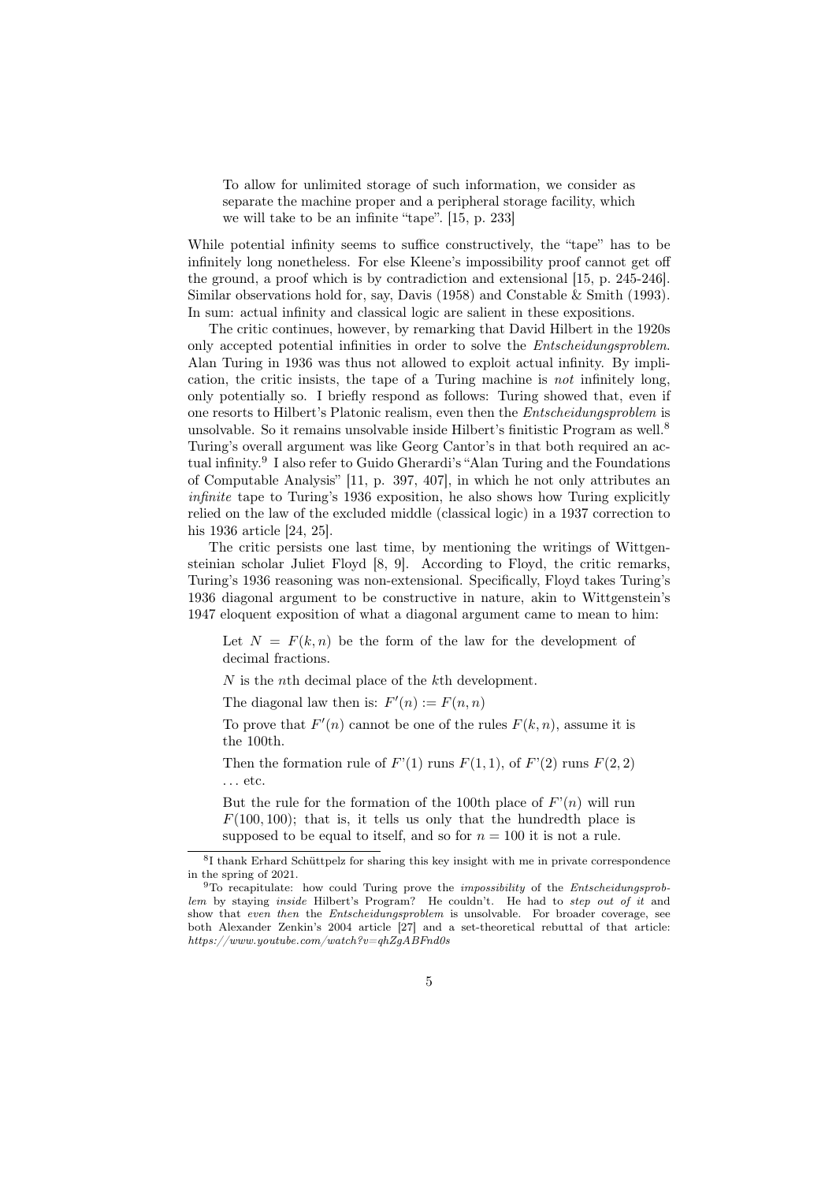> To allow for unlimited storage of such information, we consider as separate the machine proper and a peripheral storage facility, which we will take to be an infinite "tape". [15, p. 233]

While potential infinity seems to suffice constructively, the "tape" has to be infinitely long nonetheless. For else Kleene's impossibility proof cannot get off the ground, a proof which is by contradiction and extensional [15, p. 245-246]. Similar observations hold for, say, Davis (1958) and Constable & Smith (1993). In sum: actual infinity and classical logic are salient in these expositions.

The critic continues, however, by remarking that David Hilbert in the 1920s only accepted potential infinities in order to solve the *Entscheidungsproblem*. Alan Turing in 1936 was thus not allowed to exploit actual infinity. By implication, the critic insists, the tape of a Turing machine is *not* infinitely long, only potentially so. I briefly respond as follows: Turing showed that, even if one resorts to Hilbert's Platonic realism, even then the *Entscheidungsproblem* is unsolvable. So it remains unsolvable inside Hilbert's finitistic Program as well.[8] Turing's overall argument was like Georg Cantor's in that both required an actual infinity.[9] I also refer to Guido Gherardi's "Alan Turing and the Foundations of Computable Analysis" [11, p. 397, 407], in which he not only attributes an *infinite* tape to Turing's 1936 exposition, he also shows how Turing explicitly relied on the law of the excluded middle (classical logic) in a 1937 correction to his 1936 article [24, 25].

The critic persists one last time, by mentioning the writings of Wittgensteinian scholar Juliet Floyd [8, 9]. According to Floyd, the critic remarks, Turing's 1936 reasoning was non-extensional. Specifically, Floyd takes Turing's 1936 diagonal argument to be constructive in nature, akin to Wittgenstein's 1947 eloquent exposition of what a diagonal argument came to mean to him:

> Let $N = F(k, n)$ be the form of the law for the development of decimal fractions.
>
> $N$ is the $n$th decimal place of the $k$th development.
>
> The diagonal law then is: $F'(n) := F(n, n)$
>
> To prove that $F'(n)$ cannot be one of the rules $F(k, n)$, assume it is the 100th.
>
> Then the formation rule of $F'(1)$ runs $F(1, 1)$, of $F'(2)$ runs $F(2, 2)$ ... etc.
>
> But the rule for the formation of the 100th place of $F'(n)$ will run $F(100, 100)$; that is, it tells us only that the hundredth place is supposed to be equal to itself, and so for $n = 100$ it is not a rule.

---

[8] I thank Erhard Schüttpelz for sharing this key insight with me in private correspondence in the spring of 2021.

[9] To recapitulate: how could Turing prove the *impossibility* of the *Entscheidungsproblem* by staying *inside* Hilbert's Program? He couldn't. He had to *step out of it* and show that *even then* the *Entscheidungsproblem* is unsolvable. For broader coverage, see both Alexander Zenkin's 2004 article [27] and a set-theoretical rebuttal of that article: *https://www.youtube.com/watch?v=qhZgABFnd0s*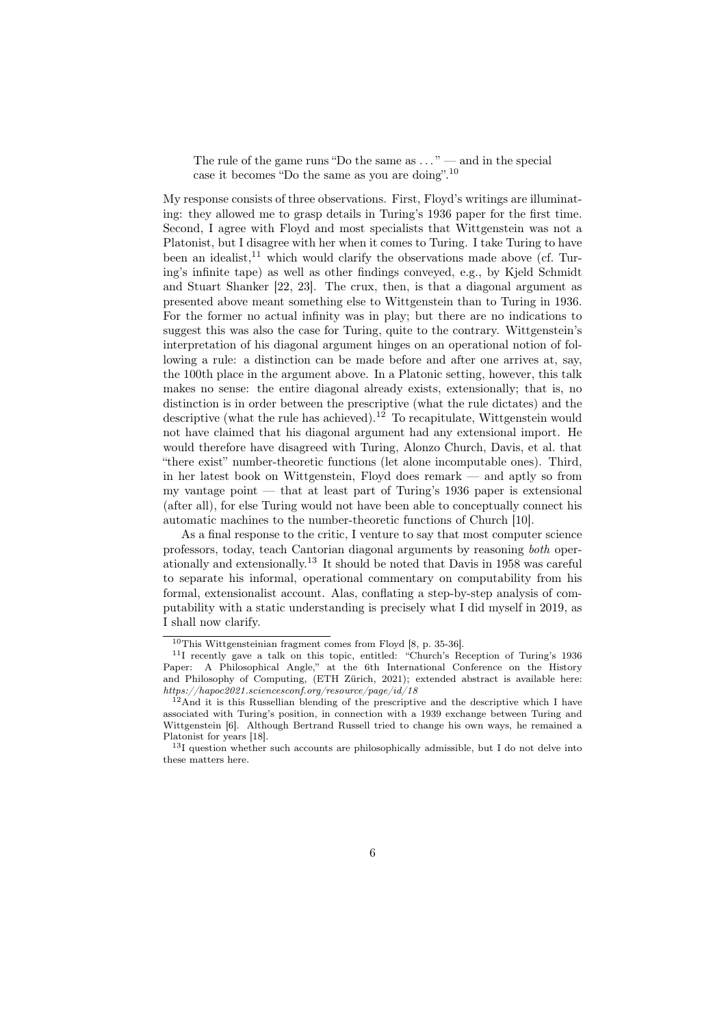> The rule of the game runs "Do the same as . . . " — and in the special case it becomes "Do the same as you are doing".[10]

My response consists of three observations. First, Floyd's writings are illuminating: they allowed me to grasp details in Turing's 1936 paper for the first time. Second, I agree with Floyd and most specialists that Wittgenstein was not a Platonist, but I disagree with her when it comes to Turing. I take Turing to have been an idealist,[11] which would clarify the observations made above (cf. Turing's infinite tape) as well as other findings conveyed, e.g., by Kjeld Schmidt and Stuart Shanker [22, 23]. The crux, then, is that a diagonal argument as presented above meant something else to Wittgenstein than to Turing in 1936. For the former no actual infinity was in play; but there are no indications to suggest this was also the case for Turing, quite to the contrary. Wittgenstein's interpretation of his diagonal argument hinges on an operational notion of following a rule: a distinction can be made before and after one arrives at, say, the 100th place in the argument above. In a Platonic setting, however, this talk makes no sense: the entire diagonal already exists, extensionally; that is, no distinction is in order between the prescriptive (what the rule dictates) and the descriptive (what the rule has achieved).[12] To recapitulate, Wittgenstein would not have claimed that his diagonal argument had any extensional import. He would therefore have disagreed with Turing, Alonzo Church, Davis, et al. that "there exist" number-theoretic functions (let alone incomputable ones). Third, in her latest book on Wittgenstein, Floyd does remark — and aptly so from my vantage point — that at least part of Turing's 1936 paper is extensional (after all), for else Turing would not have been able to conceptually connect his automatic machines to the number-theoretic functions of Church [10].

As a final response to the critic, I venture to say that most computer science professors, today, teach Cantorian diagonal arguments by reasoning *both* operationally and extensionally.[13] It should be noted that Davis in 1958 was careful to separate his informal, operational commentary on computability from his formal, extensionalist account. Alas, conflating a step-by-step analysis of computability with a static understanding is precisely what I did myself in 2019, as I shall now clarify.

---

[10] This Wittgensteinian fragment comes from Floyd [8, p. 35-36].

[11] I recently gave a talk on this topic, entitled: "Church's Reception of Turing's 1936 Paper: A Philosophical Angle," at the 6th International Conference on the History and Philosophy of Computing, (ETH Zürich, 2021); extended abstract is available here: *https://hapoc2021.sciencesconf.org/resource/page/id/18*

[12] And it is this Russellian blending of the prescriptive and the descriptive which I have associated with Turing's position, in connection with a 1939 exchange between Turing and Wittgenstein [6]. Although Bertrand Russell tried to change his own ways, he remained a Platonist for years [18].

[13] I question whether such accounts are philosophically admissible, but I do not delve into these matters here.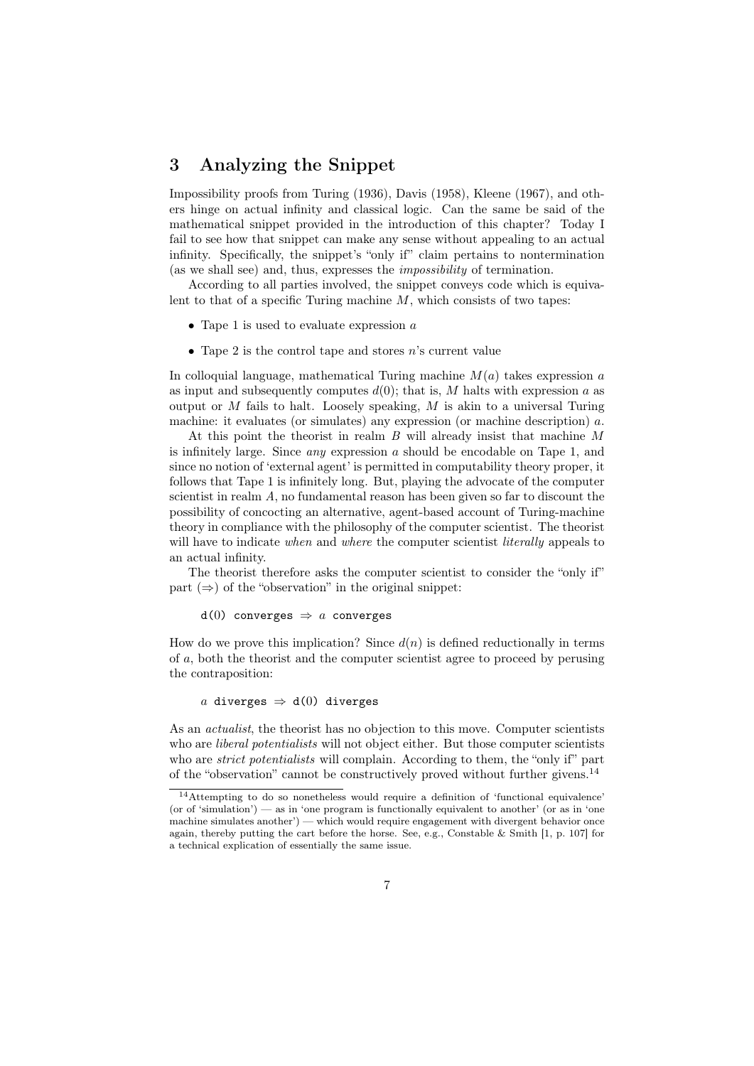## 3 Analyzing the Snippet

Impossibility proofs from Turing (1936), Davis (1958), Kleene (1967), and others hinge on actual infinity and classical logic. Can the same be said of the mathematical snippet provided in the introduction of this chapter? Today I fail to see how that snippet can make any sense without appealing to an actual infinity. Specifically, the snippet's "only if" claim pertains to nontermination (as we shall see) and, thus, expresses the *impossibility* of termination.

According to all parties involved, the snippet conveys code which is equivalent to that of a specific Turing machine $M$, which consists of two tapes:

- Tape 1 is used to evaluate expression $a$
- Tape 2 is the control tape and stores $n$'s current value

In colloquial language, mathematical Turing machine $M(a)$ takes expression $a$ as input and subsequently computes $d(0)$; that is, $M$ halts with expression $a$ as output or $M$ fails to halt. Loosely speaking, $M$ is akin to a universal Turing machine: it evaluates (or simulates) any expression (or machine description) $a$.

At this point the theorist in realm $B$ will already insist that machine $M$ is infinitely large. Since *any* expression $a$ should be encodable on Tape 1, and since no notion of 'external agent' is permitted in computability theory proper, it follows that Tape 1 is infinitely long. But, playing the advocate of the computer scientist in realm $A$, no fundamental reason has been given so far to discount the possibility of concocting an alternative, agent-based account of Turing-machine theory in compliance with the philosophy of the computer scientist. The theorist will have to indicate *when* and *where* the computer scientist *literally* appeals to an actual infinity.

The theorist therefore asks the computer scientist to consider the "only if" part ($\Rightarrow$) of the "observation" in the original snippet:

```
d(0) converges ⇒ a converges
```

How do we prove this implication? Since $d(n)$ is defined reductionally in terms of $a$, both the theorist and the computer scientist agree to proceed by perusing the contraposition:

```
a diverges ⇒ d(0) diverges
```

As an *actualist*, the theorist has no objection to this move. Computer scientists who are *liberal potentialists* will not object either. But those computer scientists who are *strict potentialists* will complain. According to them, the "only if" part of the "observation" cannot be constructively proved without further givens.[14]

[14] Attempting to do so nonetheless would require a definition of 'functional equivalence' (or of 'simulation') — as in 'one program is functionally equivalent to another' (or as in 'one machine simulates another') — which would require engagement with divergent behavior once again, thereby putting the cart before the horse. See, e.g., Constable & Smith [1, p. 107] for a technical explication of essentially the same issue.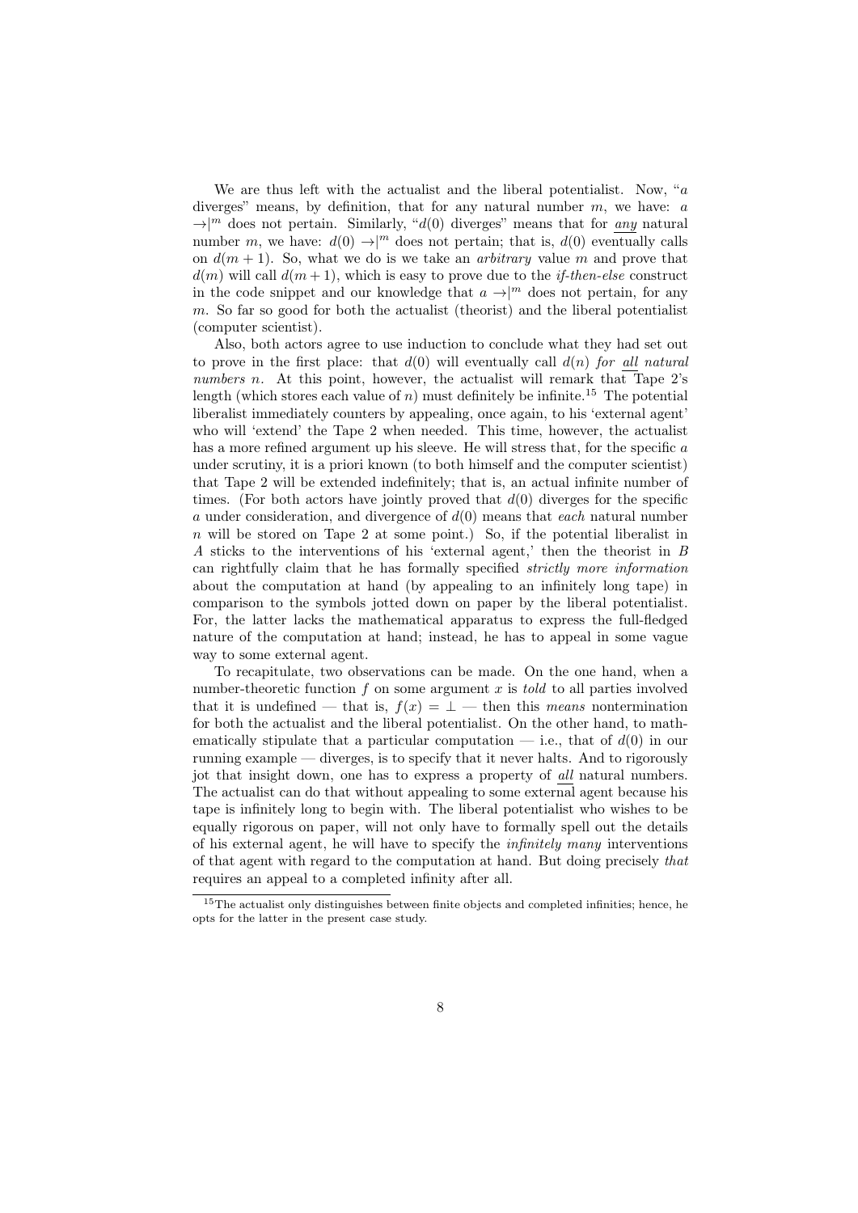We are thus left with the actualist and the liberal potentialist. Now, "$a$ diverges" means, by definition, that for any natural number $m$, we have: $a \to|^m$ does not pertain. Similarly, "$d(0)$ diverges" means that for *any* natural number $m$, we have: $d(0) \to|^m$ does not pertain; that is, $d(0)$ eventually calls on $d(m+1)$. So, what we do is we take an *arbitrary* value $m$ and prove that $d(m)$ will call $d(m+1)$, which is easy to prove due to the *if-then-else* construct in the code snippet and our knowledge that $a \to|^m$ does not pertain, for any $m$. So far so good for both the actualist (theorist) and the liberal potentialist (computer scientist).

Also, both actors agree to use induction to conclude what they had set out to prove in the first place: that $d(0)$ will eventually call $d(n)$ *for all natural numbers* $n$. At this point, however, the actualist will remark that Tape 2's length (which stores each value of $n$) must definitely be infinite.[15] The potential liberalist immediately counters by appealing, once again, to his 'external agent' who will 'extend' the Tape 2 when needed. This time, however, the actualist has a more refined argument up his sleeve. He will stress that, for the specific $a$ under scrutiny, it is a priori known (to both himself and the computer scientist) that Tape 2 will be extended indefinitely; that is, an actual infinite number of times. (For both actors have jointly proved that $d(0)$ diverges for the specific $a$ under consideration, and divergence of $d(0)$ means that *each* natural number $n$ will be stored on Tape 2 at some point.) So, if the potential liberalist in $A$ sticks to the interventions of his 'external agent,' then the theorist in $B$ can rightfully claim that he has formally specified *strictly more information* about the computation at hand (by appealing to an infinitely long tape) in comparison to the symbols jotted down on paper by the liberal potentialist. For, the latter lacks the mathematical apparatus to express the full-fledged nature of the computation at hand; instead, he has to appeal in some vague way to some external agent.

To recapitulate, two observations can be made. On the one hand, when a number-theoretic function $f$ on some argument $x$ is *told* to all parties involved that it is undefined — that is, $f(x) = \perp$ — then this *means* nontermination for both the actualist and the liberal potentialist. On the other hand, to mathematically stipulate that a particular computation — i.e., that of $d(0)$ in our running example — diverges, is to specify that it never halts. And to rigorously jot that insight down, one has to express a property of *all* natural numbers. The actualist can do that without appealing to some external agent because his tape is infinitely long to begin with. The liberal potentialist who wishes to be equally rigorous on paper, will not only have to formally spell out the details of his external agent, he will have to specify the *infinitely many* interventions of that agent with regard to the computation at hand. But doing precisely *that* requires an appeal to a completed infinity after all.

[15] The actualist only distinguishes between finite objects and completed infinities; hence, he opts for the latter in the present case study.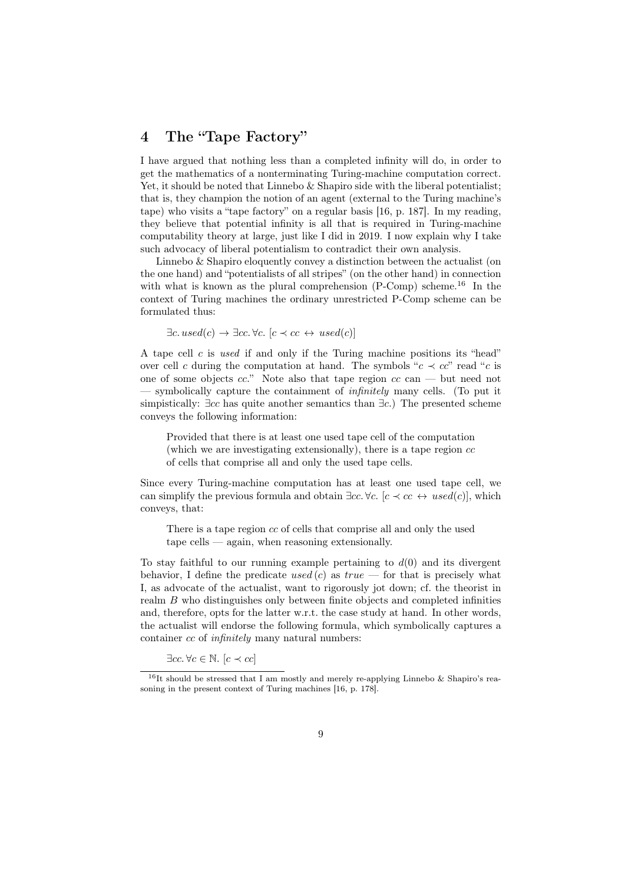# 4 The "Tape Factory"

I have argued that nothing less than a completed infinity will do, in order to get the mathematics of a nonterminating Turing-machine computation correct. Yet, it should be noted that Linnebo & Shapiro side with the liberal potentialist; that is, they champion the notion of an agent (external to the Turing machine's tape) who visits a "tape factory" on a regular basis [16, p. 187]. In my reading, they believe that potential infinity is all that is required in Turing-machine computability theory at large, just like I did in 2019. I now explain why I take such advocacy of liberal potentialism to contradict their own analysis.

Linnebo & Shapiro eloquently convey a distinction between the actualist (on the one hand) and "potentialists of all stripes" (on the other hand) in connection with what is known as the plural comprehension (P-Comp) scheme.[16] In the context of Turing machines the ordinary unrestricted P-Comp scheme can be formulated thus:

$$\exists c.\, used(c) \rightarrow \exists cc.\, \forall c.\, [c \prec cc \leftrightarrow used(c)]$$

A tape cell $c$ is *used* if and only if the Turing machine positions its "head" over cell $c$ during the computation at hand. The symbols "$c \prec cc$" read "$c$ is one of some objects $cc$." Note also that tape region $cc$ can — but need not — symbolically capture the containment of *infinitely* many cells. (To put it simpistically: $\exists cc$ has quite another semantics than $\exists c$.) The presented scheme conveys the following information:

> Provided that there is at least one used tape cell of the computation (which we are investigating extensionally), there is a tape region $cc$ of cells that comprise all and only the used tape cells.

Since every Turing-machine computation has at least one used tape cell, we can simplify the previous formula and obtain $\exists cc.\, \forall c.\, [c \prec cc \leftrightarrow used(c)]$, which conveys, that:

> There is a tape region $cc$ of cells that comprise all and only the used tape cells — again, when reasoning extensionally.

To stay faithful to our running example pertaining to $d(0)$ and its divergent behavior, I define the predicate $used(c)$ as $true$ — for that is precisely what I, as advocate of the actualist, want to rigorously jot down; cf. the theorist in realm $B$ who distinguishes only between finite objects and completed infinities and, therefore, opts for the latter w.r.t. the case study at hand. In other words, the actualist will endorse the following formula, which symbolically captures a container $cc$ of *infinitely* many natural numbers:

$$\exists cc.\, \forall c \in \mathbb{N}.\, [c \prec cc]$$

[16] It should be stressed that I am mostly and merely re-applying Linnebo & Shapiro's reasoning in the present context of Turing machines [16, p. 178].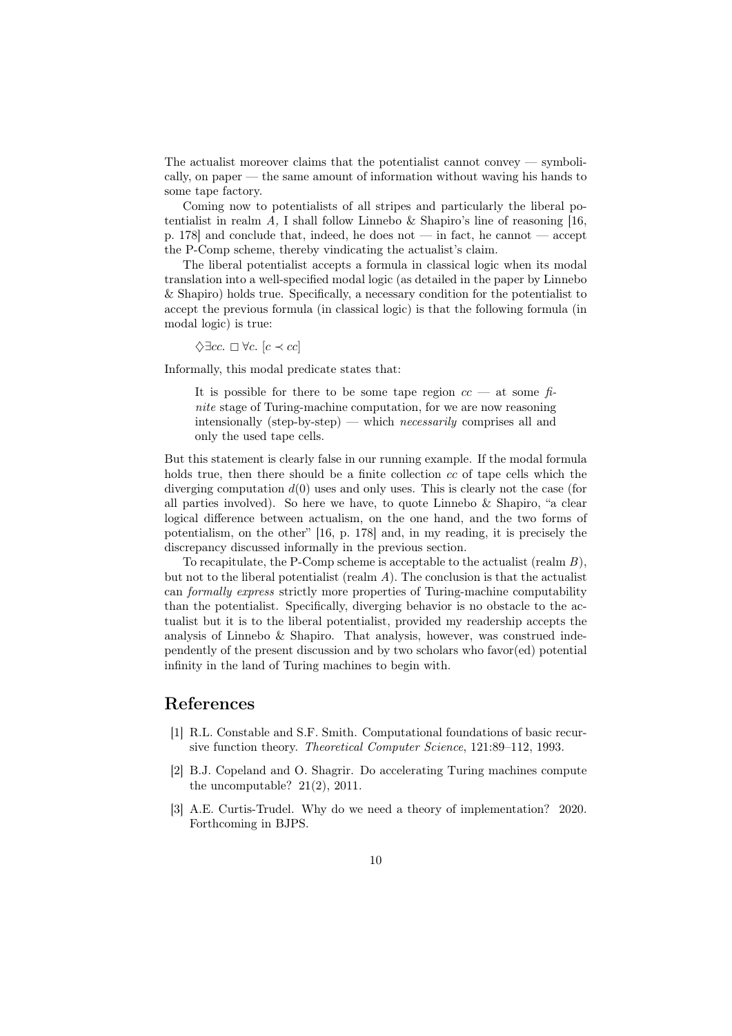The actualist moreover claims that the potentialist cannot convey — symbolically, on paper — the same amount of information without waving his hands to some tape factory.

Coming now to potentialists of all stripes and particularly the liberal potentialist in realm $A$, I shall follow Linnebo & Shapiro's line of reasoning [16, p. 178] and conclude that, indeed, he does not — in fact, he cannot — accept the P-Comp scheme, thereby vindicating the actualist's claim.

The liberal potentialist accepts a formula in classical logic when its modal translation into a well-specified modal logic (as detailed in the paper by Linnebo & Shapiro) holds true. Specifically, a necessary condition for the potentialist to accept the previous formula (in classical logic) is that the following formula (in modal logic) is true:

> $\Diamond \exists cc.\ \Box\, \forall c.\ [c \prec cc]$

Informally, this modal predicate states that:

> It is possible for there to be some tape region $cc$ — at some *finite* stage of Turing-machine computation, for we are now reasoning intensionally (step-by-step) — which *necessarily* comprises all and only the used tape cells.

But this statement is clearly false in our running example. If the modal formula holds true, then there should be a finite collection $cc$ of tape cells which the diverging computation $d(0)$ uses and only uses. This is clearly not the case (for all parties involved). So here we have, to quote Linnebo & Shapiro, "a clear logical difference between actualism, on the one hand, and the two forms of potentialism, on the other" [16, p. 178] and, in my reading, it is precisely the discrepancy discussed informally in the previous section.

To recapitulate, the P-Comp scheme is acceptable to the actualist (realm $B$), but not to the liberal potentialist (realm $A$). The conclusion is that the actualist can *formally express* strictly more properties of Turing-machine computability than the potentialist. Specifically, diverging behavior is no obstacle to the actualist but it is to the liberal potentialist, provided my readership accepts the analysis of Linnebo & Shapiro. That analysis, however, was construed independently of the present discussion and by two scholars who favor(ed) potential infinity in the land of Turing machines to begin with.

## References

[1] R.L. Constable and S.F. Smith. Computational foundations of basic recursive function theory. *Theoretical Computer Science*, 121:89–112, 1993.

[2] B.J. Copeland and O. Shagrir. Do accelerating Turing machines compute the uncomputable? 21(2), 2011.

[3] A.E. Curtis-Trudel. Why do we need a theory of implementation? 2020. Forthcoming in BJPS.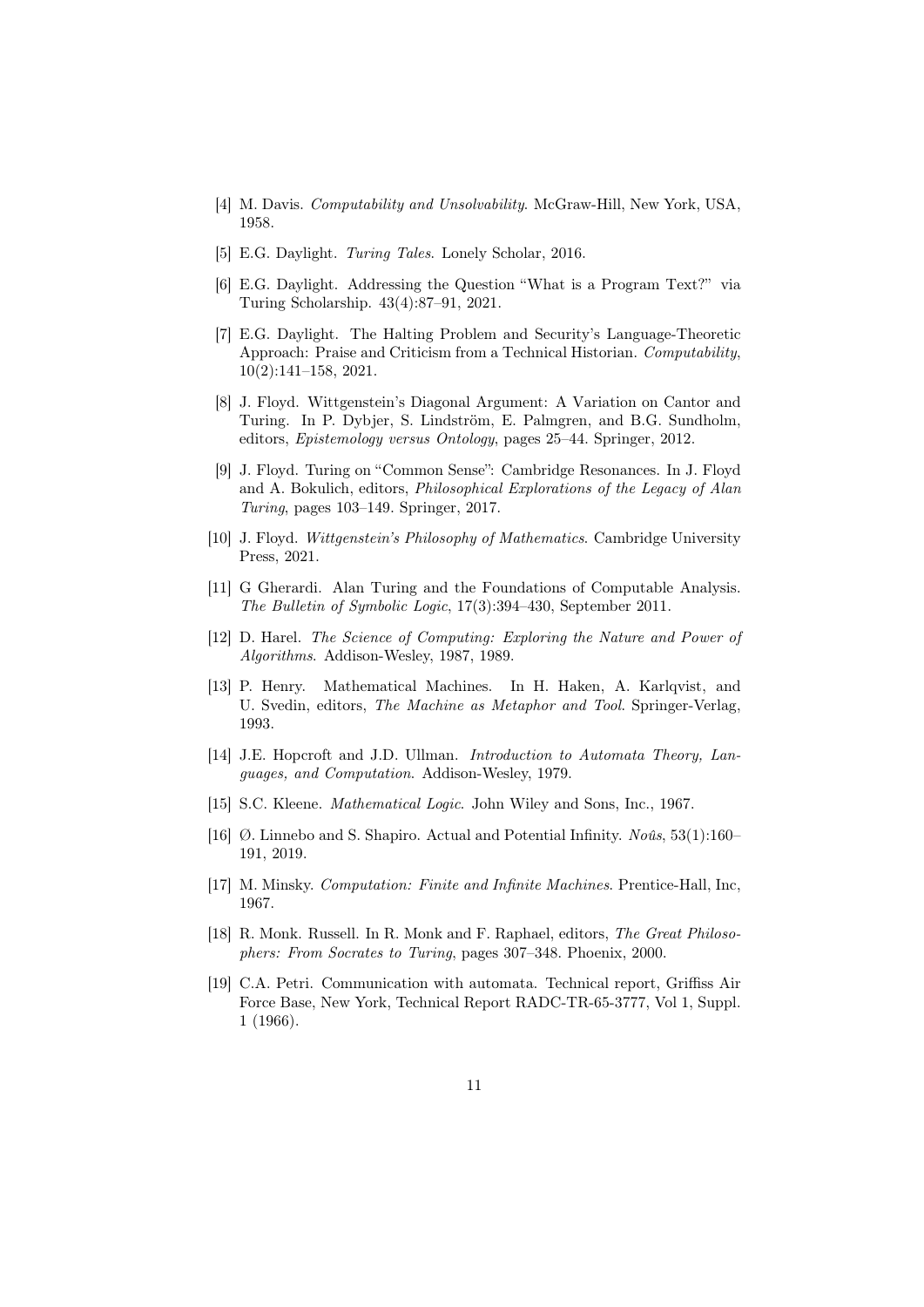[4] M. Davis. *Computability and Unsolvability*. McGraw-Hill, New York, USA, 1958.

[5] E.G. Daylight. *Turing Tales*. Lonely Scholar, 2016.

[6] E.G. Daylight. Addressing the Question "What is a Program Text?" via Turing Scholarship. 43(4):87–91, 2021.

[7] E.G. Daylight. The Halting Problem and Security's Language-Theoretic Approach: Praise and Criticism from a Technical Historian. *Computability*, 10(2):141–158, 2021.

[8] J. Floyd. Wittgenstein's Diagonal Argument: A Variation on Cantor and Turing. In P. Dybjer, S. Lindström, E. Palmgren, and B.G. Sundholm, editors, *Epistemology versus Ontology*, pages 25–44. Springer, 2012.

[9] J. Floyd. Turing on "Common Sense": Cambridge Resonances. In J. Floyd and A. Bokulich, editors, *Philosophical Explorations of the Legacy of Alan Turing*, pages 103–149. Springer, 2017.

[10] J. Floyd. *Wittgenstein's Philosophy of Mathematics*. Cambridge University Press, 2021.

[11] G Gherardi. Alan Turing and the Foundations of Computable Analysis. *The Bulletin of Symbolic Logic*, 17(3):394–430, September 2011.

[12] D. Harel. *The Science of Computing: Exploring the Nature and Power of Algorithms*. Addison-Wesley, 1987, 1989.

[13] P. Henry. Mathematical Machines. In H. Haken, A. Karlqvist, and U. Svedin, editors, *The Machine as Metaphor and Tool*. Springer-Verlag, 1993.

[14] J.E. Hopcroft and J.D. Ullman. *Introduction to Automata Theory, Languages, and Computation*. Addison-Wesley, 1979.

[15] S.C. Kleene. *Mathematical Logic*. John Wiley and Sons, Inc., 1967.

[16] Ø. Linnebo and S. Shapiro. Actual and Potential Infinity. *Noûs*, 53(1):160–191, 2019.

[17] M. Minsky. *Computation: Finite and Infinite Machines*. Prentice-Hall, Inc, 1967.

[18] R. Monk. Russell. In R. Monk and F. Raphael, editors, *The Great Philosophers: From Socrates to Turing*, pages 307–348. Phoenix, 2000.

[19] C.A. Petri. Communication with automata. Technical report, Griffiss Air Force Base, New York, Technical Report RADC-TR-65-3777, Vol 1, Suppl. 1 (1966).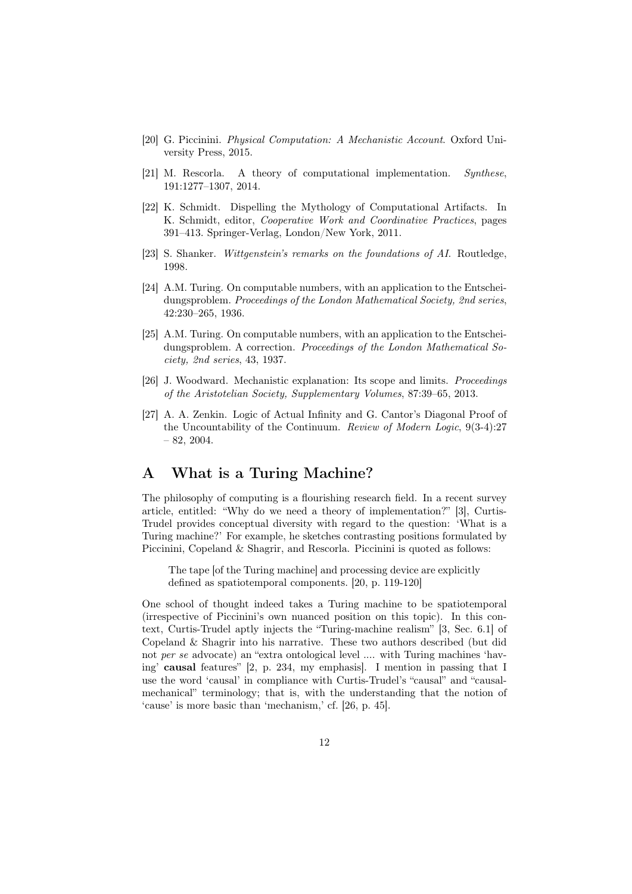[20] G. Piccinini. *Physical Computation: A Mechanistic Account*. Oxford University Press, 2015.

[21] M. Rescorla. A theory of computational implementation. *Synthese*, 191:1277–1307, 2014.

[22] K. Schmidt. Dispelling the Mythology of Computational Artifacts. In K. Schmidt, editor, *Cooperative Work and Coordinative Practices*, pages 391–413. Springer-Verlag, London/New York, 2011.

[23] S. Shanker. *Wittgenstein's remarks on the foundations of AI*. Routledge, 1998.

[24] A.M. Turing. On computable numbers, with an application to the Entscheidungsproblem. *Proceedings of the London Mathematical Society, 2nd series*, 42:230–265, 1936.

[25] A.M. Turing. On computable numbers, with an application to the Entscheidungsproblem. A correction. *Proceedings of the London Mathematical Society, 2nd series*, 43, 1937.

[26] J. Woodward. Mechanistic explanation: Its scope and limits. *Proceedings of the Aristotelian Society, Supplementary Volumes*, 87:39–65, 2013.

[27] A. A. Zenkin. Logic of Actual Infinity and G. Cantor's Diagonal Proof of the Uncountability of the Continuum. *Review of Modern Logic*, 9(3-4):27 – 82, 2004.

# A What is a Turing Machine?

The philosophy of computing is a flourishing research field. In a recent survey article, entitled: "Why do we need a theory of implementation?" [3], Curtis-Trudel provides conceptual diversity with regard to the question: 'What is a Turing machine?' For example, he sketches contrasting positions formulated by Piccinini, Copeland & Shagrir, and Rescorla. Piccinini is quoted as follows:

> The tape [of the Turing machine] and processing device are explicitly defined as spatiotemporal components. [20, p. 119-120]

One school of thought indeed takes a Turing machine to be spatiotemporal (irrespective of Piccinini's own nuanced position on this topic). In this context, Curtis-Trudel aptly injects the "Turing-machine realism" [3, Sec. 6.1] of Copeland & Shagrir into his narrative. These two authors described (but did not *per se* advocate) an "extra ontological level .... with Turing machines 'having' **causal** features" [2, p. 234, my emphasis]. I mention in passing that I use the word 'causal' in compliance with Curtis-Trudel's "causal" and "causal-mechanical" terminology; that is, with the understanding that the notion of 'cause' is more basic than 'mechanism,' cf. [26, p. 45].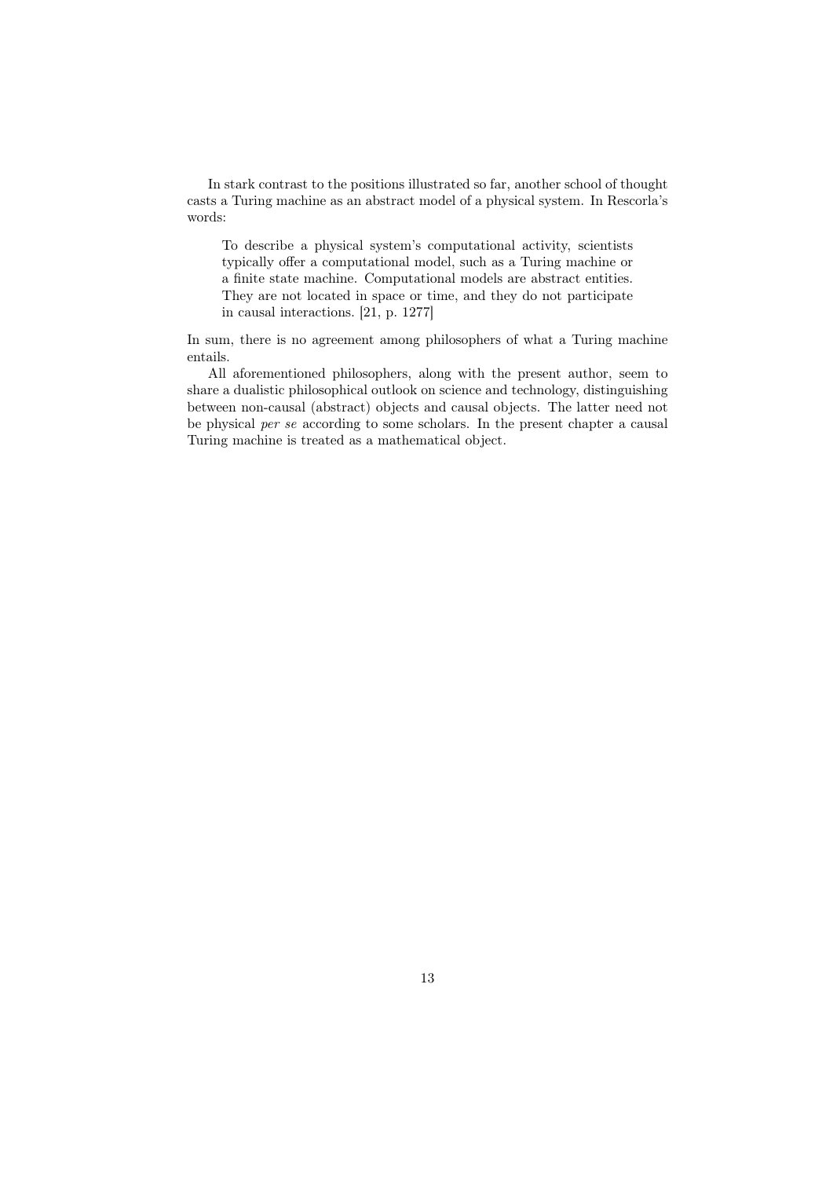In stark contrast to the positions illustrated so far, another school of thought casts a Turing machine as an abstract model of a physical system. In Rescorla's words:

> To describe a physical system's computational activity, scientists typically offer a computational model, such as a Turing machine or a finite state machine. Computational models are abstract entities. They are not located in space or time, and they do not participate in causal interactions. [21, p. 1277]

In sum, there is no agreement among philosophers of what a Turing machine entails.

All aforementioned philosophers, along with the present author, seem to share a dualistic philosophical outlook on science and technology, distinguishing between non-causal (abstract) objects and causal objects. The latter need not be physical *per se* according to some scholars. In the present chapter a causal Turing machine is treated as a mathematical object.